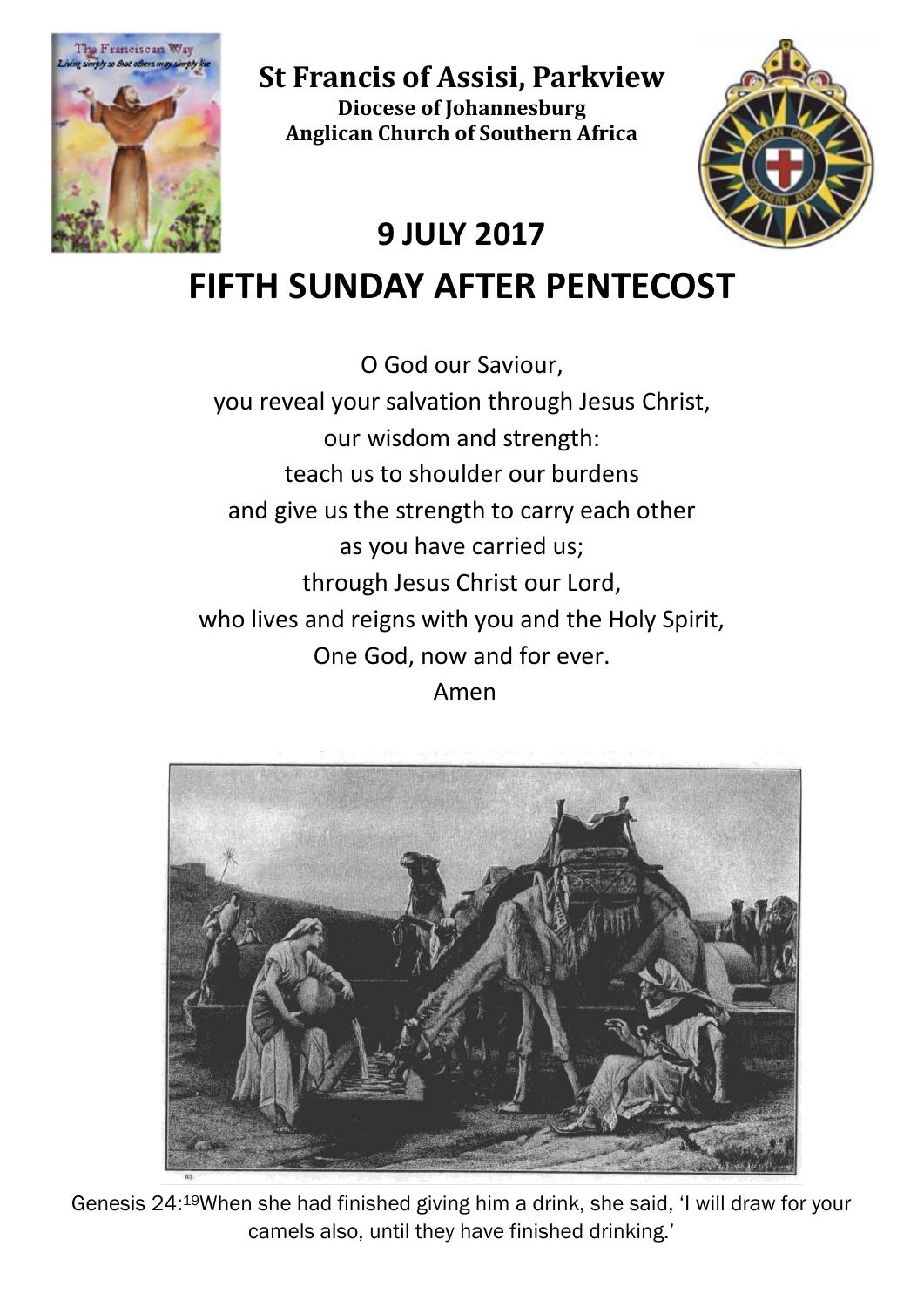# St Francis of Assisi, Parkview

**Diocese of Johannesburg**
**Anglican Church of Southern Africa**

## 9 JULY 2017

# FIFTH SUNDAY AFTER PENTECOST

O God our Saviour,
you reveal your salvation through Jesus Christ,
our wisdom and strength:
teach us to shoulder our burdens
and give us the strength to carry each other
as you have carried us;
through Jesus Christ our Lord,
who lives and reigns with you and the Holy Spirit,
One God, now and for ever.
Amen

Genesis 24:[19]When she had finished giving him a drink, she said, 'I will draw for your camels also, until they have finished drinking.'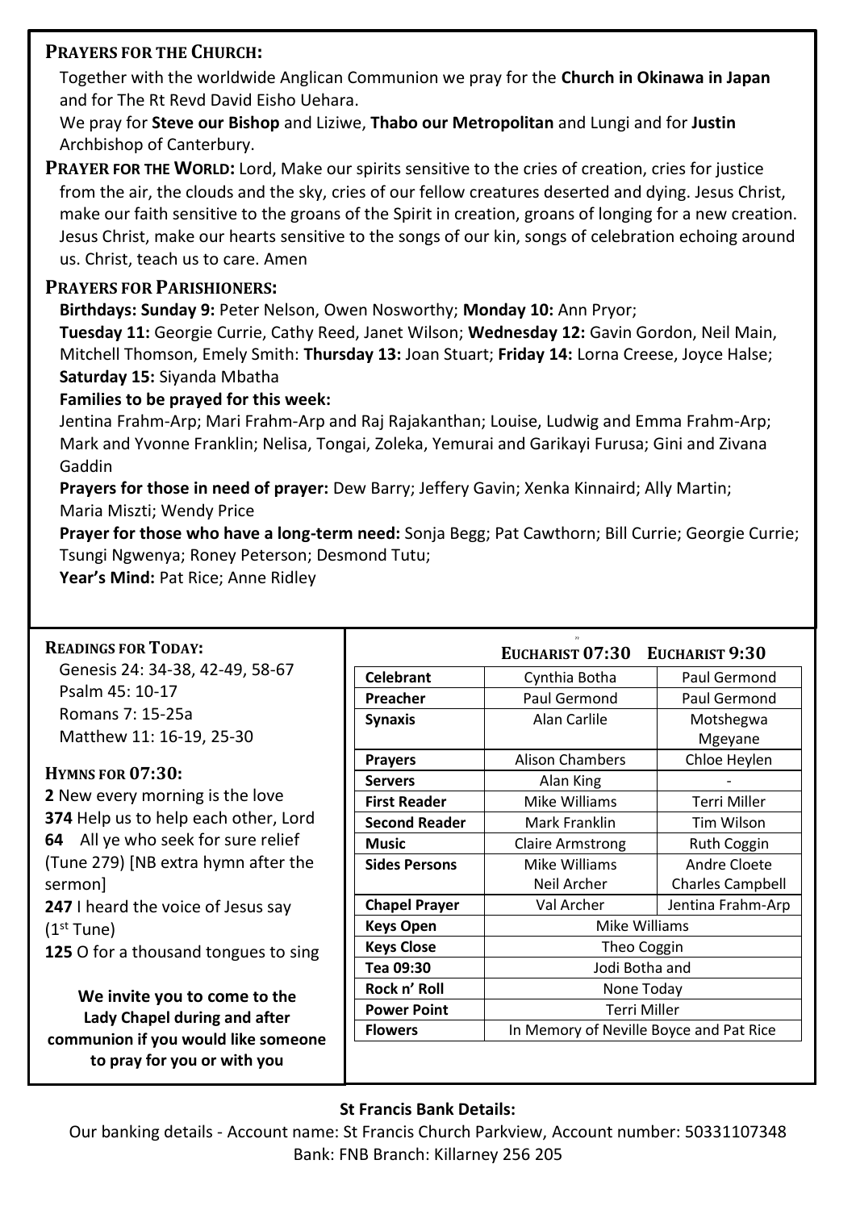## PRAYERS FOR THE CHURCH:

Together with the worldwide Anglican Communion we pray for the **Church in Okinawa in Japan** and for The Rt Revd David Eisho Uehara.

We pray for **Steve our Bishop** and Liziwe, **Thabo our Metropolitan** and Lungi and for **Justin** Archbishop of Canterbury.

**PRAYER FOR THE WORLD:** Lord, Make our spirits sensitive to the cries of creation, cries for justice from the air, the clouds and the sky, cries of our fellow creatures deserted and dying. Jesus Christ, make our faith sensitive to the groans of the Spirit in creation, groans of longing for a new creation. Jesus Christ, make our hearts sensitive to the songs of our kin, songs of celebration echoing around us. Christ, teach us to care. Amen

## PRAYERS FOR PARISHIONERS:

**Birthdays: Sunday 9:** Peter Nelson, Owen Nosworthy; **Monday 10:** Ann Pryor; **Tuesday 11:** Georgie Currie, Cathy Reed, Janet Wilson; **Wednesday 12:** Gavin Gordon, Neil Main, Mitchell Thomson, Emely Smith: **Thursday 13:** Joan Stuart; **Friday 14:** Lorna Creese, Joyce Halse; **Saturday 15:** Siyanda Mbatha

**Families to be prayed for this week:**

Jentina Frahm-Arp; Mari Frahm-Arp and Raj Rajakanthan; Louise, Ludwig and Emma Frahm-Arp; Mark and Yvonne Franklin; Nelisa, Tongai, Zoleka, Yemurai and Garikayi Furusa; Gini and Zivana Gaddin

**Prayers for those in need of prayer:** Dew Barry; Jeffery Gavin; Xenka Kinnaird; Ally Martin; Maria Miszti; Wendy Price

**Prayer for those who have a long-term need:** Sonja Begg; Pat Cawthorn; Bill Currie; Georgie Currie; Tsungi Ngwenya; Roney Peterson; Desmond Tutu;

**Year's Mind:** Pat Rice; Anne Ridley

## READINGS FOR TODAY:

Genesis 24: 34-38, 42-49, 58-67
Psalm 45: 10-17
Romans 7: 15-25a
Matthew 11: 16-19, 25-30

## HYMNS FOR 07:30:

**2** New every morning is the love
**374** Help us to help each other, Lord
**64** All ye who seek for sure relief (Tune 279) [NB extra hymn after the sermon]
**247** I heard the voice of Jesus say (1st Tune)
**125** O for a thousand tongues to sing

**We invite you to come to the Lady Chapel during and after communion if you would like someone to pray for you or with you**

| | EUCHARIST 07:30 | EUCHARIST 9:30 |
|---|---|---|
| **Celebrant** | Cynthia Botha | Paul Germond |
| **Preacher** | Paul Germond | Paul Germond |
| **Synaxis** | Alan Carlile | Motshegwa Mgeyane |
| **Prayers** | Alison Chambers | Chloe Heylen |
| **Servers** | Alan King | - |
| **First Reader** | Mike Williams | Terri Miller |
| **Second Reader** | Mark Franklin | Tim Wilson |
| **Music** | Claire Armstrong | Ruth Coggin |
| **Sides Persons** | Mike Williams<br>Neil Archer | Andre Cloete<br>Charles Campbell |
| **Chapel Prayer** | Val Archer | Jentina Frahm-Arp |
| **Keys Open** | Mike Williams | |
| **Keys Close** | Theo Coggin | |
| **Tea 09:30** | Jodi Botha and | |
| **Rock n' Roll** | None Today | |
| **Power Point** | Terri Miller | |
| **Flowers** | In Memory of Neville Boyce and Pat Rice | |

**St Francis Bank Details:**

Our banking details - Account name: St Francis Church Parkview, Account number: 50331107348
Bank: FNB Branch: Killarney 256 205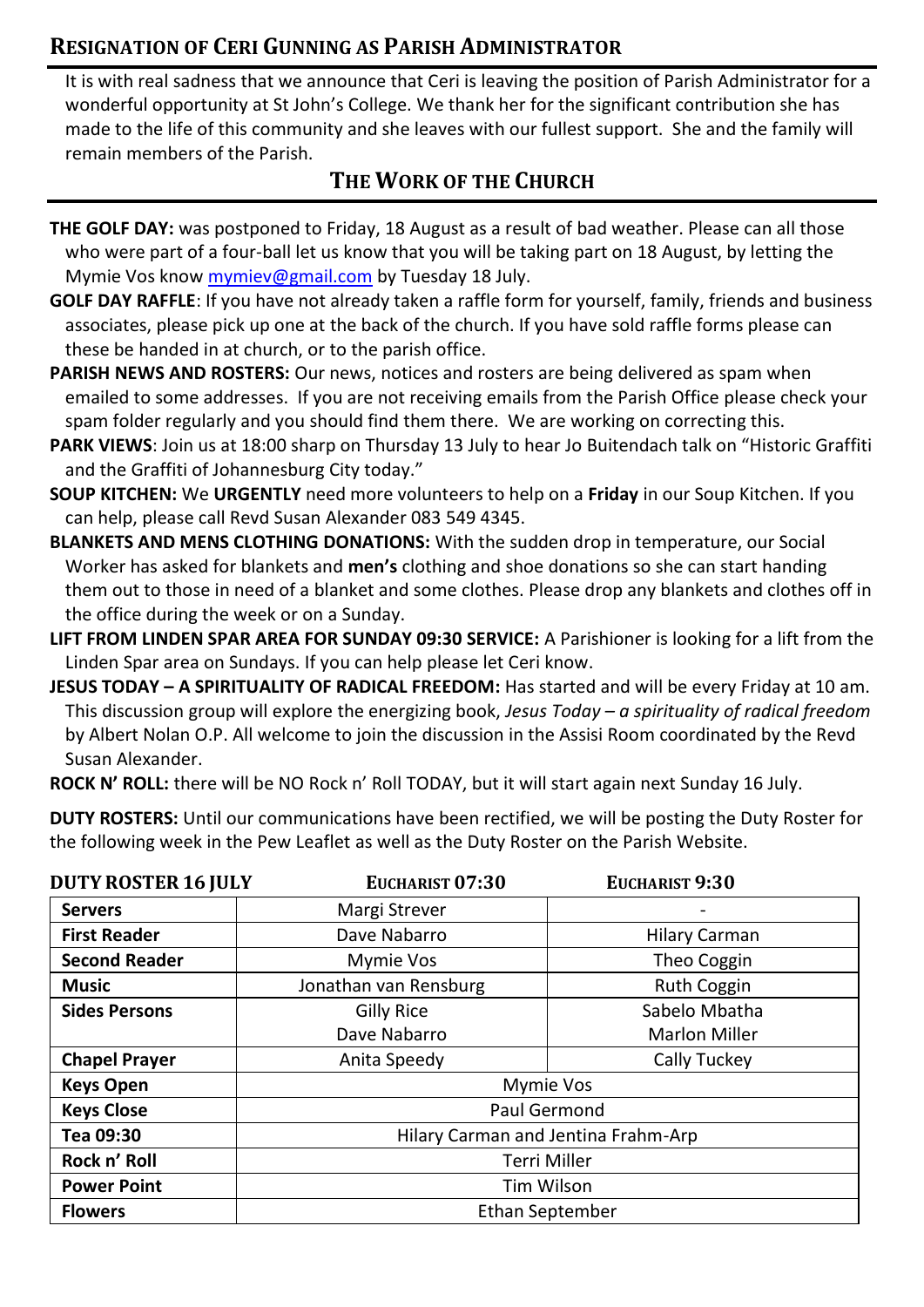## RESIGNATION OF CERI GUNNING AS PARISH ADMINISTRATOR

It is with real sadness that we announce that Ceri is leaving the position of Parish Administrator for a wonderful opportunity at St John's College. We thank her for the significant contribution she has made to the life of this community and she leaves with our fullest support. She and the family will remain members of the Parish.

## THE WORK OF THE CHURCH

**THE GOLF DAY:** was postponed to Friday, 18 August as a result of bad weather. Please can all those who were part of a four-ball let us know that you will be taking part on 18 August, by letting the Mymie Vos know mymiev@gmail.com by Tuesday 18 July.

**GOLF DAY RAFFLE**: If you have not already taken a raffle form for yourself, family, friends and business associates, please pick up one at the back of the church. If you have sold raffle forms please can these be handed in at church, or to the parish office.

**PARISH NEWS AND ROSTERS:** Our news, notices and rosters are being delivered as spam when emailed to some addresses. If you are not receiving emails from the Parish Office please check your spam folder regularly and you should find them there. We are working on correcting this.

**PARK VIEWS**: Join us at 18:00 sharp on Thursday 13 July to hear Jo Buitendach talk on "Historic Graffiti and the Graffiti of Johannesburg City today."

**SOUP KITCHEN:** We **URGENTLY** need more volunteers to help on a **Friday** in our Soup Kitchen. If you can help, please call Revd Susan Alexander 083 549 4345.

**BLANKETS AND MENS CLOTHING DONATIONS:** With the sudden drop in temperature, our Social Worker has asked for blankets and **men's** clothing and shoe donations so she can start handing them out to those in need of a blanket and some clothes. Please drop any blankets and clothes off in the office during the week or on a Sunday.

**LIFT FROM LINDEN SPAR AREA FOR SUNDAY 09:30 SERVICE:** A Parishioner is looking for a lift from the Linden Spar area on Sundays. If you can help please let Ceri know.

**JESUS TODAY – A SPIRITUALITY OF RADICAL FREEDOM:** Has started and will be every Friday at 10 am. This discussion group will explore the energizing book, *Jesus Today – a spirituality of radical freedom* by Albert Nolan O.P. All welcome to join the discussion in the Assisi Room coordinated by the Revd Susan Alexander.

**ROCK N' ROLL:** there will be NO Rock n' Roll TODAY, but it will start again next Sunday 16 July.

**DUTY ROSTERS:** Until our communications have been rectified, we will be posting the Duty Roster for the following week in the Pew Leaflet as well as the Duty Roster on the Parish Website.

| DUTY ROSTER 16 JULY | EUCHARIST 07:30 | EUCHARIST 9:30 |
|---|---|---|
| **Servers** | Margi Strever | - |
| **First Reader** | Dave Nabarro | Hilary Carman |
| **Second Reader** | Mymie Vos | Theo Coggin |
| **Music** | Jonathan van Rensburg | Ruth Coggin |
| **Sides Persons** | Gilly Rice<br>Dave Nabarro | Sabelo Mbatha<br>Marlon Miller |
| **Chapel Prayer** | Anita Speedy | Cally Tuckey |
| **Keys Open** | Mymie Vos | |
| **Keys Close** | Paul Germond | |
| **Tea 09:30** | Hilary Carman and Jentina Frahm-Arp | |
| **Rock n' Roll** | Terri Miller | |
| **Power Point** | Tim Wilson | |
| **Flowers** | Ethan September | |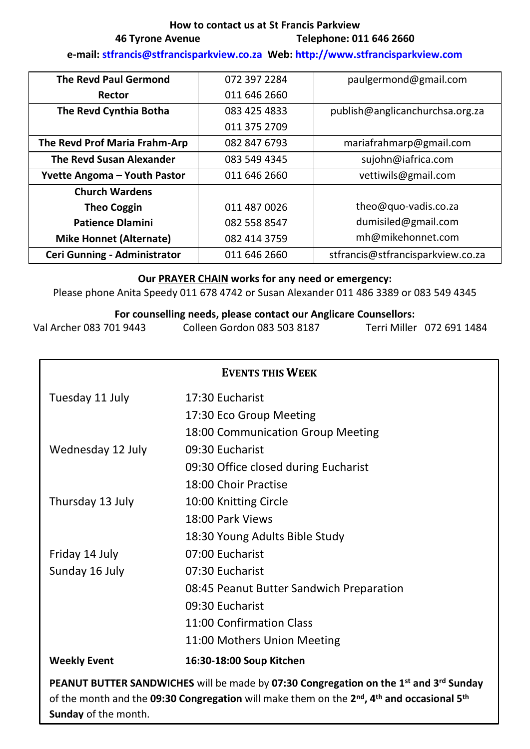**How to contact us at St Francis Parkview**

**46 Tyrone Avenue** **Telephone: 011 646 2660**

**e-mail: stfrancis@stfrancisparkview.co.za Web: http://www.stfrancisparkview.com**

| | | |
|---|---|---|
| **The Revd Paul Germond**<br>**Rector** | 072 397 2284<br>011 646 2660 | paulgermond@gmail.com |
| **The Revd Cynthia Botha** | 083 425 4833<br>011 375 2709 | publish@anglicanchurchsa.org.za |
| **The Revd Prof Maria Frahm-Arp** | 082 847 6793 | mariafrahmarp@gmail.com |
| **The Revd Susan Alexander** | 083 549 4345 | sujohn@iafrica.com |
| **Yvette Angoma – Youth Pastor** | 011 646 2660 | vettiwils@gmail.com |
| **Church Wardens**<br>**Theo Coggin**<br>**Patience Dlamini**<br>**Mike Honnet (Alternate)** | <br>011 487 0026<br>082 558 8547<br>082 414 3759 | <br>theo@quo-vadis.co.za<br>dumisiled@gmail.com<br>mh@mikehonnet.com |
| **Ceri Gunning - Administrator** | 011 646 2660 | stfrancis@stfrancisparkview.co.za |

**Our PRAYER CHAIN works for any need or emergency:**

Please phone Anita Speedy 011 678 4742 or Susan Alexander 011 486 3389 or 083 549 4345

**For counselling needs, please contact our Anglicare Counsellors:**

Val Archer 083 701 9443 Colleen Gordon 083 503 8187 Terri Miller 072 691 1484

## EVENTS THIS WEEK

| | |
|---|---|
| Tuesday 11 July | 17:30 Eucharist |
| | 17:30 Eco Group Meeting |
| | 18:00 Communication Group Meeting |
| Wednesday 12 July | 09:30 Eucharist |
| | 09:30 Office closed during Eucharist |
| | 18:00 Choir Practise |
| Thursday 13 July | 10:00 Knitting Circle |
| | 18:00 Park Views |
| | 18:30 Young Adults Bible Study |
| Friday 14 July | 07:00 Eucharist |
| Sunday 16 July | 07:30 Eucharist |
| | 08:45 Peanut Butter Sandwich Preparation |
| | 09:30 Eucharist |
| | 11:00 Confirmation Class |
| | 11:00 Mothers Union Meeting |
| **Weekly Event** | **16:30-18:00 Soup Kitchen** |

**PEANUT BUTTER SANDWICHES** will be made by **07:30 Congregation on the 1st and 3rd Sunday** of the month and the **09:30 Congregation** will make them on the **2nd, 4th and occasional 5th Sunday** of the month.